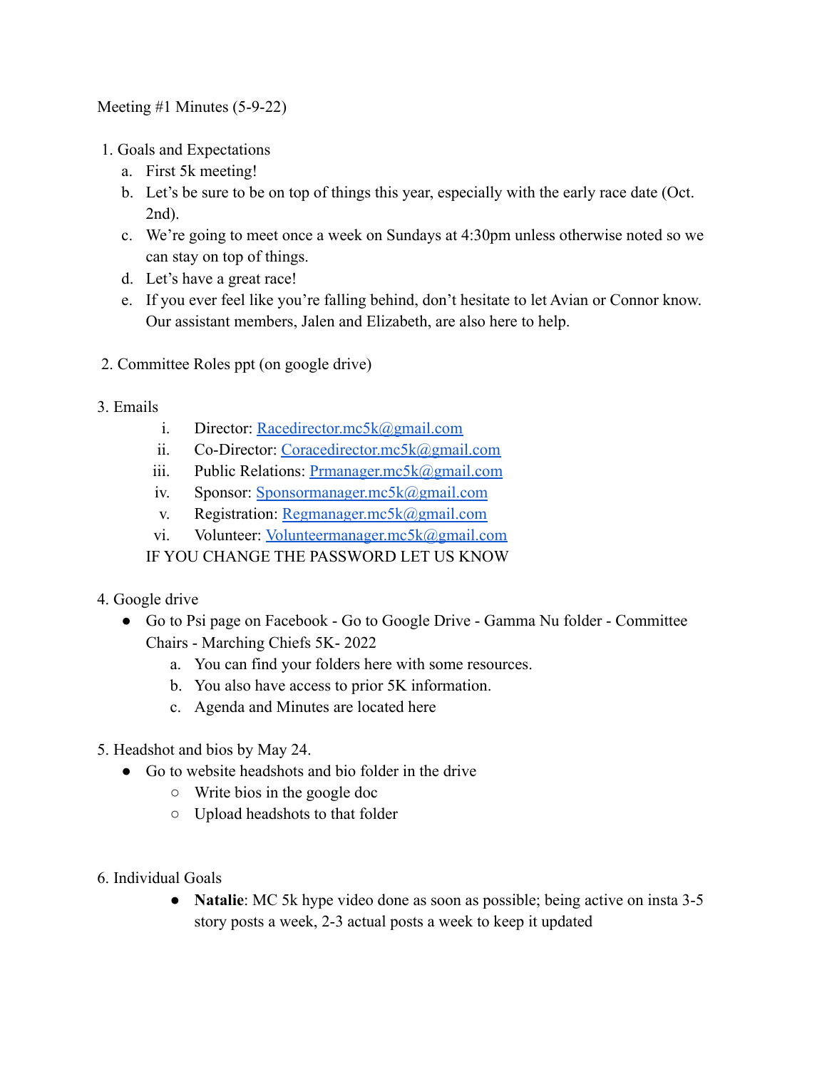Meeting #1 Minutes (5-9-22)

1. Goals and Expectations
   a. First 5k meeting!
   b. Let's be sure to be on top of things this year, especially with the early race date (Oct. 2nd).
   c. We're going to meet once a week on Sundays at 4:30pm unless otherwise noted so we can stay on top of things.
   d. Let's have a great race!
   e. If you ever feel like you're falling behind, don't hesitate to let Avian or Connor know. Our assistant members, Jalen and Elizabeth, are also here to help.

2. Committee Roles ppt (on google drive)

3. Emails
   i. Director: Racedirector.mc5k@gmail.com
   ii. Co-Director: Coracedirector.mc5k@gmail.com
   iii. Public Relations: Prmanager.mc5k@gmail.com
   iv. Sponsor: Sponsormanager.mc5k@gmail.com
   v. Registration: Regmanager.mc5k@gmail.com
   vi. Volunteer: Volunteermanager.mc5k@gmail.com

   IF YOU CHANGE THE PASSWORD LET US KNOW

4. Google drive
   - Go to Psi page on Facebook - Go to Google Drive - Gamma Nu folder - Committee Chairs - Marching Chiefs 5K- 2022
     a. You can find your folders here with some resources.
     b. You also have access to prior 5K information.
     c. Agenda and Minutes are located here

5. Headshot and bios by May 24.
   - Go to website headshots and bio folder in the drive
     - Write bios in the google doc
     - Upload headshots to that folder

6. Individual Goals
   - **Natalie**: MC 5k hype video done as soon as possible; being active on insta 3-5 story posts a week, 2-3 actual posts a week to keep it updated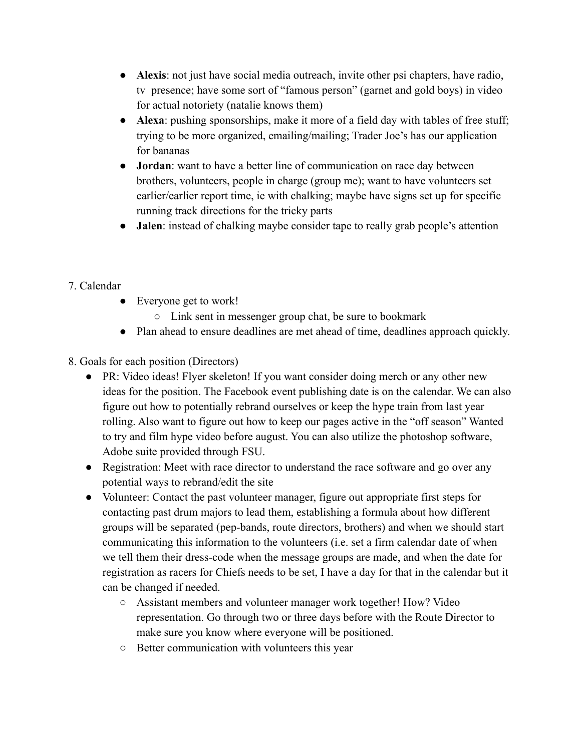- **Alexis**: not just have social media outreach, invite other psi chapters, have radio, tv presence; have some sort of "famous person" (garnet and gold boys) in video for actual notoriety (natalie knows them)
- **Alexa**: pushing sponsorships, make it more of a field day with tables of free stuff; trying to be more organized, emailing/mailing; Trader Joe's has our application for bananas
- **Jordan**: want to have a better line of communication on race day between brothers, volunteers, people in charge (group me); want to have volunteers set earlier/earlier report time, ie with chalking; maybe have signs set up for specific running track directions for the tricky parts
- **Jalen**: instead of chalking maybe consider tape to really grab people's attention

7. Calendar
   - Everyone get to work!
     - Link sent in messenger group chat, be sure to bookmark
   - Plan ahead to ensure deadlines are met ahead of time, deadlines approach quickly.

8. Goals for each position (Directors)
   - PR: Video ideas! Flyer skeleton! If you want consider doing merch or any other new ideas for the position. The Facebook event publishing date is on the calendar. We can also figure out how to potentially rebrand ourselves or keep the hype train from last year rolling. Also want to figure out how to keep our pages active in the "off season" Wanted to try and film hype video before august. You can also utilize the photoshop software, Adobe suite provided through FSU.
   - Registration: Meet with race director to understand the race software and go over any potential ways to rebrand/edit the site
   - Volunteer: Contact the past volunteer manager, figure out appropriate first steps for contacting past drum majors to lead them, establishing a formula about how different groups will be separated (pep-bands, route directors, brothers) and when we should start communicating this information to the volunteers (i.e. set a firm calendar date of when we tell them their dress-code when the message groups are made, and when the date for registration as racers for Chiefs needs to be set, I have a day for that in the calendar but it can be changed if needed.
     - Assistant members and volunteer manager work together! How? Video representation. Go through two or three days before with the Route Director to make sure you know where everyone will be positioned.
     - Better communication with volunteers this year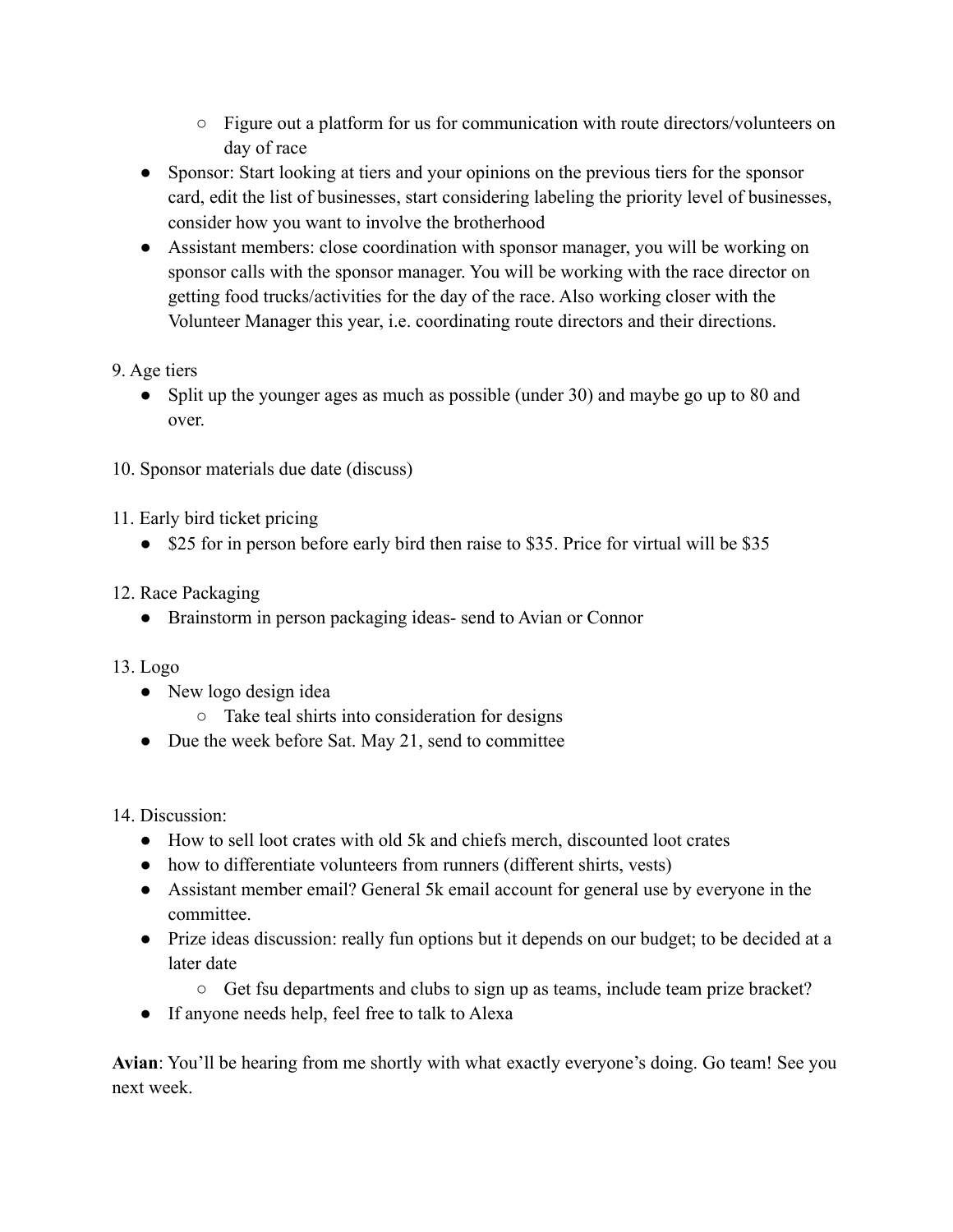- Figure out a platform for us for communication with route directors/volunteers on day of race
- Sponsor: Start looking at tiers and your opinions on the previous tiers for the sponsor card, edit the list of businesses, start considering labeling the priority level of businesses, consider how you want to involve the brotherhood
- Assistant members: close coordination with sponsor manager, you will be working on sponsor calls with the sponsor manager. You will be working with the race director on getting food trucks/activities for the day of the race. Also working closer with the Volunteer Manager this year, i.e. coordinating route directors and their directions.

9. Age tiers
    - Split up the younger ages as much as possible (under 30) and maybe go up to 80 and over.

10. Sponsor materials due date (discuss)

11. Early bird ticket pricing
    - $25 for in person before early bird then raise to $35. Price for virtual will be $35

12. Race Packaging
    - Brainstorm in person packaging ideas- send to Avian or Connor

13. Logo
    - New logo design idea
        - Take teal shirts into consideration for designs
    - Due the week before Sat. May 21, send to committee

14. Discussion:
    - How to sell loot crates with old 5k and chiefs merch, discounted loot crates
    - how to differentiate volunteers from runners (different shirts, vests)
    - Assistant member email? General 5k email account for general use by everyone in the committee.
    - Prize ideas discussion: really fun options but it depends on our budget; to be decided at a later date
        - Get fsu departments and clubs to sign up as teams, include team prize bracket?
    - If anyone needs help, feel free to talk to Alexa

**Avian**: You'll be hearing from me shortly with what exactly everyone's doing. Go team! See you next week.